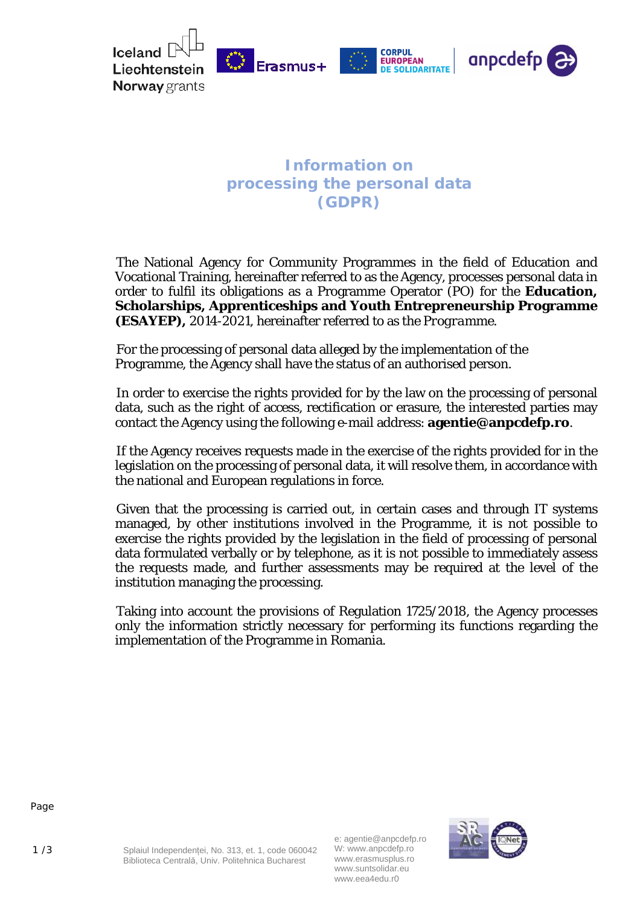# Information on processing the personal data (GDPR)

The National Agency for Community Programmes in the field of Education and Vocational Training, hereinafter referred to as the Agency, processes personal data in order to fulfil its obligations as a Programme Operator (PO) for the **Education, Scholarships, Apprenticeships and Youth Entrepreneurship Programme (ESAYEP),** 2014-2021, hereinafter referred to as the *Programme*.

For the processing of personal data alleged by the implementation of the Programme, the Agency shall have the status of an authorised person.

In order to exercise the rights provided for by the law on the processing of personal data, such as the right of access, rectification or erasure, the interested parties may contact the Agency using the following e-mail address: **agentie@anpcdefp.ro**.

If the Agency receives requests made in the exercise of the rights provided for in the legislation on the processing of personal data, it will resolve them, in accordance with the national and European regulations in force.

Given that the processing is carried out, in certain cases and through IT systems managed, by other institutions involved in the Programme, it is not possible to exercise the rights provided by the legislation in the field of processing of personal data formulated verbally or by telephone, as it is not possible to immediately assess the requests made, and further assessments may be required at the level of the institution managing the processing.

Taking into account the provisions of Regulation 1725/2018, the Agency processes only the information strictly necessary for performing its functions regarding the implementation of the Programme in Romania.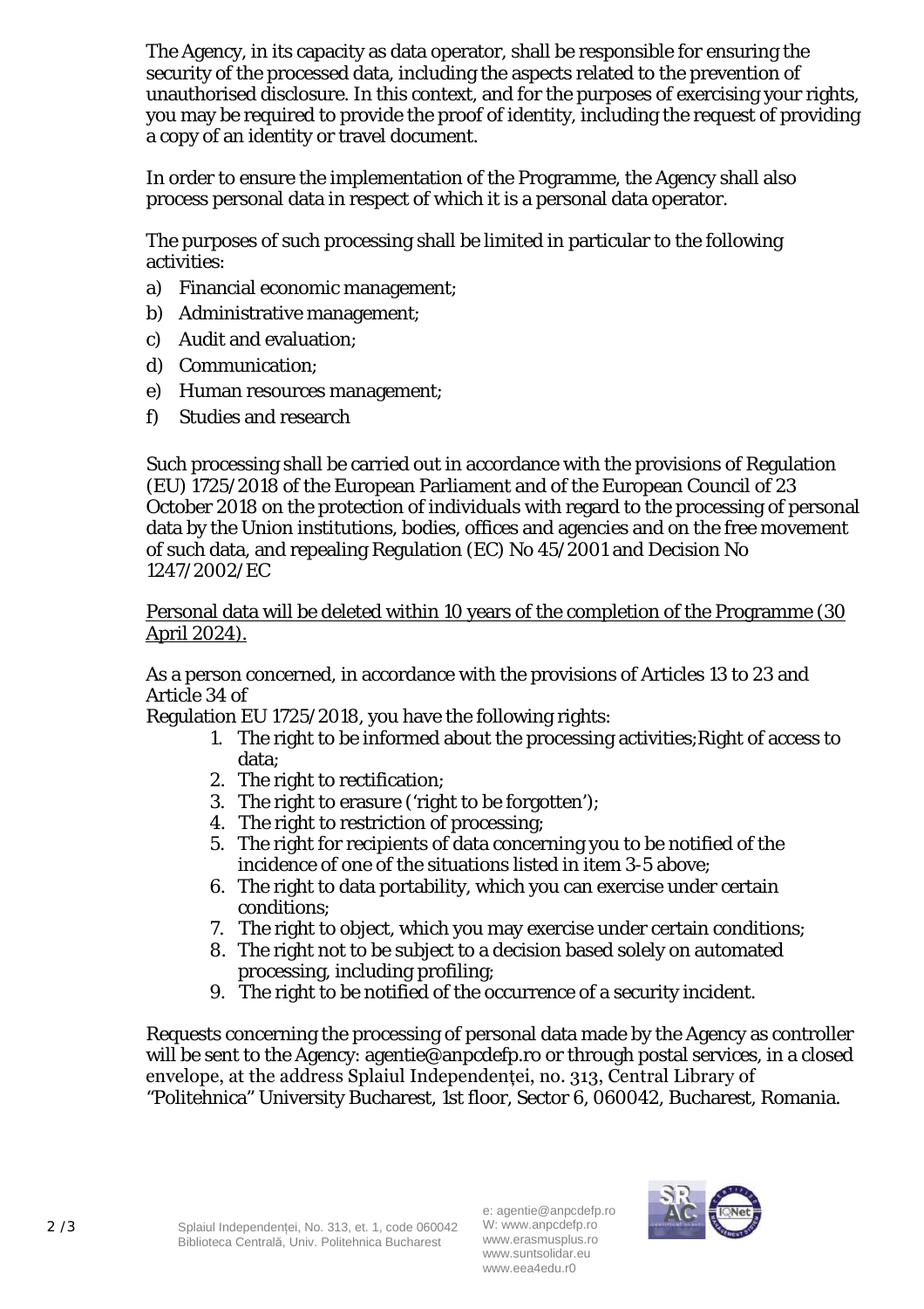The Agency, in its capacity as data operator, shall be responsible for ensuring the security of the processed data, including the aspects related to the prevention of unauthorised disclosure. In this context, and for the purposes of exercising your rights, you may be required to provide the proof of identity, including the request of providing a copy of an identity or travel document.

In order to ensure the implementation of the Programme, the Agency shall also process personal data in respect of which it is a personal data operator.

The purposes of such processing shall be limited in particular to the following activities:

a) Financial economic management;
b) Administrative management;
c) Audit and evaluation;
d) Communication;
e) Human resources management;
f) Studies and research

Such processing shall be carried out in accordance with the provisions of Regulation (EU) 1725/2018 of the European Parliament and of the European Council of 23 October 2018 on the protection of individuals with regard to the processing of personal data by the Union institutions, bodies, offices and agencies and on the free movement of such data, and repealing Regulation (EC) No 45/2001 and Decision No 1247/2002/EC

<u>Personal data will be deleted within 10 years of the completion of the Programme (30 April 2024).</u>

As a person concerned, in accordance with the provisions of Articles 13 to 23 and Article 34 of
Regulation EU 1725/2018, you have the following rights:

1. The right to be informed about the processing activities;Right of access to data;
2. The right to rectification;
3. The right to erasure ('right to be forgotten');
4. The right to restriction of processing;
5. The right for recipients of data concerning you to be notified of the incidence of one of the situations listed in item 3-5 above;
6. The right to data portability, which you can exercise under certain conditions;
7. The right to object, which you may exercise under certain conditions;
8. The right not to be subject to a decision based solely on automated processing, including profiling;
9. The right to be notified of the occurrence of a security incident.

Requests concerning the processing of personal data made by the Agency as controller will be sent to the Agency: agentie@anpcdefp.ro or through postal services, in a closed envelope, at the address Splaiul Independenței, no. 313, Central Library of "Politehnica" University Bucharest, 1st floor, Sector 6, 060042, Bucharest, Romania.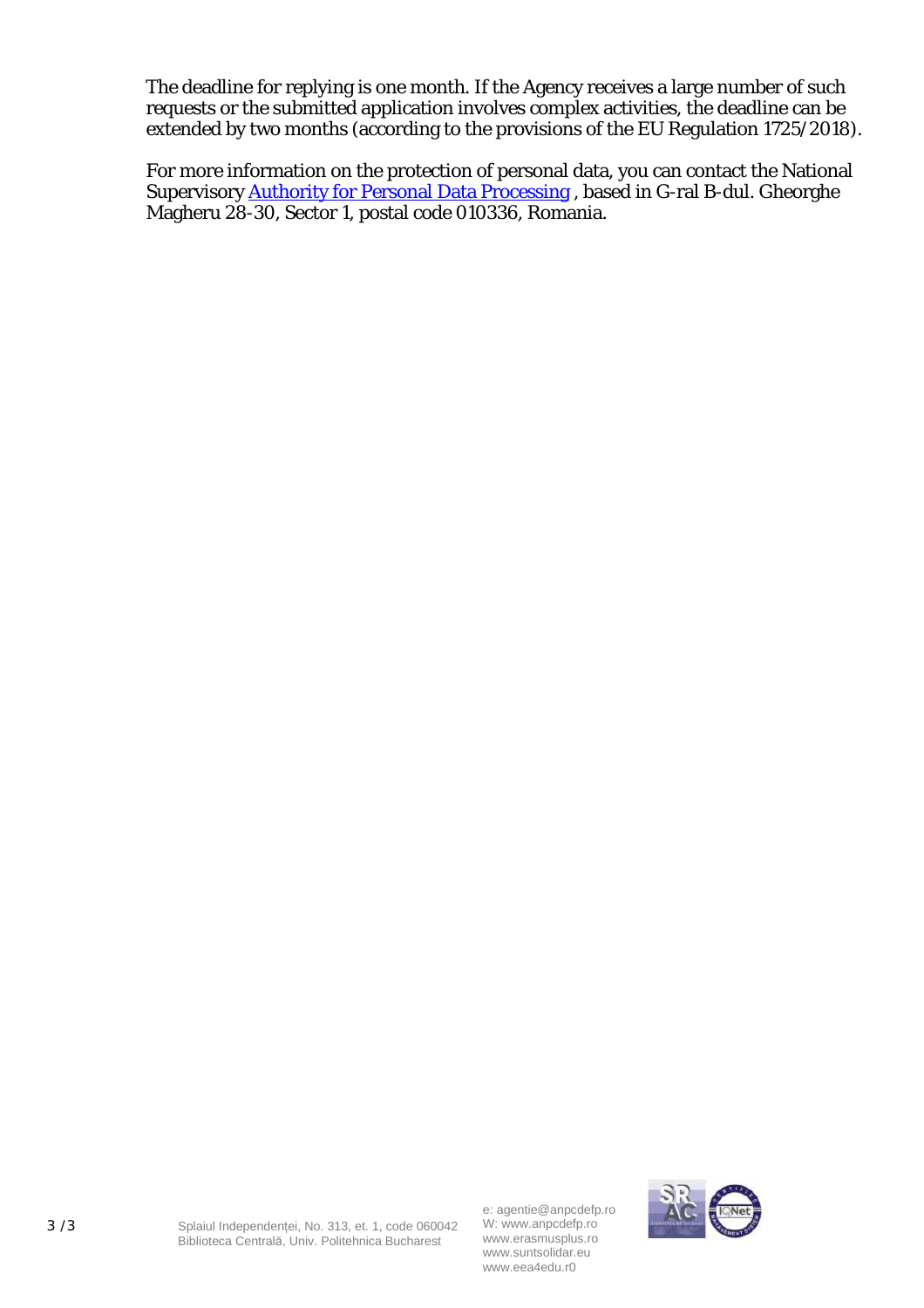The deadline for replying is one month. If the Agency receives a large number of such requests or the submitted application involves complex activities, the deadline can be extended by two months (according to the provisions of the EU Regulation 1725/2018).

For more information on the protection of personal data, you can contact the National Supervisory Authority for Personal Data Processing , based in G-ral B-dul. Gheorghe Magheru 28-30, Sector 1, postal code 010336, Romania.